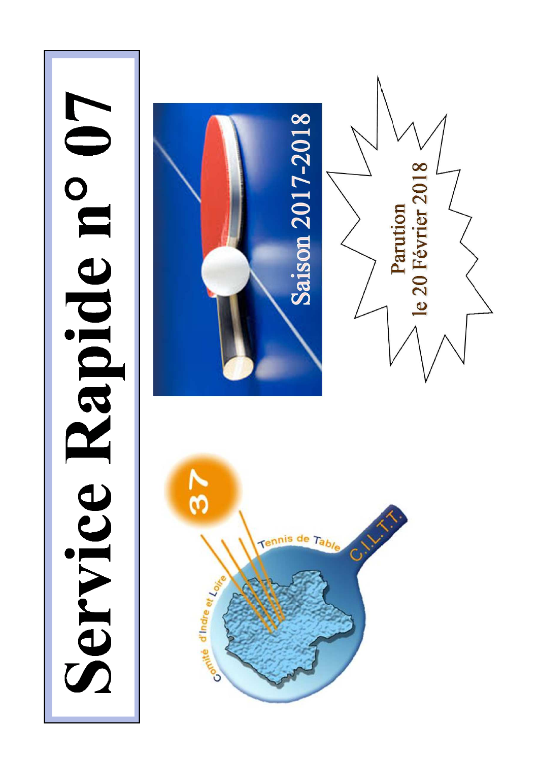# Service Rapide n° 07

Saison 2017-2018

Parution
le 20 Février 2018

Comité d'Indre et Loire Tennis de Table C.I.L.T.T. 37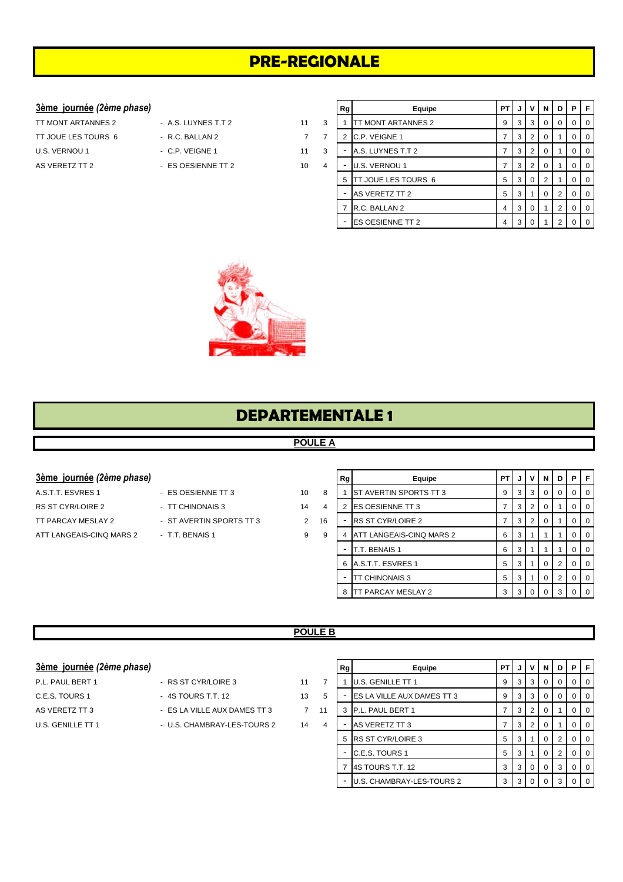# PRE-REGIONALE

**3ème journée** *(2ème phase)*

| | | | |
|---|---|---|---|
| TT MONT ARTANNES 2 | - A.S. LUYNES T.T 2 | 11 | 3 |
| TT JOUE LES TOURS 6 | - R.C. BALLAN 2 | 7 | 7 |
| U.S. VERNOU 1 | - C.P. VEIGNE 1 | 11 | 3 |
| AS VERETZ TT 2 | - ES OESIENNE TT 2 | 10 | 4 |

| Rg | Equipe | PT | J | V | N | D | P | F |
|---|---|---|---|---|---|---|---|---|
| 1 | TT MONT ARTANNES 2 | 9 | 3 | 3 | 0 | 0 | 0 | 0 |
| 2 | C.P. VEIGNE 1 | 7 | 3 | 2 | 0 | 1 | 0 | 0 |
| - | A.S. LUYNES T.T 2 | 7 | 3 | 2 | 0 | 1 | 0 | 0 |
| - | U.S. VERNOU 1 | 7 | 3 | 2 | 0 | 1 | 0 | 0 |
| 5 | TT JOUE LES TOURS 6 | 5 | 3 | 0 | 2 | 1 | 0 | 0 |
| - | AS VERETZ TT 2 | 5 | 3 | 1 | 0 | 2 | 0 | 0 |
| 7 | R.C. BALLAN 2 | 4 | 3 | 0 | 1 | 2 | 0 | 0 |
| - | ES OESIENNE TT 2 | 4 | 3 | 0 | 1 | 2 | 0 | 0 |

# DEPARTEMENTALE 1

## POULE A

**3ème journée** *(2ème phase)*

| | | | |
|---|---|---|---|
| A.S.T.T. ESVRES 1 | - ES OESIENNE TT 3 | 10 | 8 |
| RS ST CYR/LOIRE 2 | - TT CHINONAIS 3 | 14 | 4 |
| TT PARCAY MESLAY 2 | - ST AVERTIN SPORTS TT 3 | 2 | 16 |
| ATT LANGEAIS-CINQ MARS 2 | - T.T. BENAIS 1 | 9 | 9 |

| Rg | Equipe | PT | J | V | N | D | P | F |
|---|---|---|---|---|---|---|---|---|
| 1 | ST AVERTIN SPORTS TT 3 | 9 | 3 | 3 | 0 | 0 | 0 | 0 |
| 2 | ES OESIENNE TT 3 | 7 | 3 | 2 | 0 | 1 | 0 | 0 |
| - | RS ST CYR/LOIRE 2 | 7 | 3 | 2 | 0 | 1 | 0 | 0 |
| 4 | ATT LANGEAIS-CINQ MARS 2 | 6 | 3 | 1 | 1 | 1 | 0 | 0 |
| - | T.T. BENAIS 1 | 6 | 3 | 1 | 1 | 1 | 0 | 0 |
| 6 | A.S.T.T. ESVRES 1 | 5 | 3 | 1 | 0 | 2 | 0 | 0 |
| - | TT CHINONAIS 3 | 5 | 3 | 1 | 0 | 2 | 0 | 0 |
| 8 | TT PARCAY MESLAY 2 | 3 | 3 | 0 | 0 | 3 | 0 | 0 |

## POULE B

**3ème journée** *(2ème phase)*

| | | | |
|---|---|---|---|
| P.L. PAUL BERT 1 | - RS ST CYR/LOIRE 3 | 11 | 7 |
| C.E.S. TOURS 1 | - 4S TOURS T.T. 12 | 13 | 5 |
| AS VERETZ TT 3 | - ES LA VILLE AUX DAMES TT 3 | 7 | 11 |
| U.S. GENILLE TT 1 | - U.S. CHAMBRAY-LES-TOURS 2 | 14 | 4 |

| Rg | Equipe | PT | J | V | N | D | P | F |
|---|---|---|---|---|---|---|---|---|
| 1 | U.S. GENILLE TT 1 | 9 | 3 | 3 | 0 | 0 | 0 | 0 |
| - | ES LA VILLE AUX DAMES TT 3 | 9 | 3 | 3 | 0 | 0 | 0 | 0 |
| 3 | P.L. PAUL BERT 1 | 7 | 3 | 2 | 0 | 1 | 0 | 0 |
| - | AS VERETZ TT 3 | 7 | 3 | 2 | 0 | 1 | 0 | 0 |
| 5 | RS ST CYR/LOIRE 3 | 5 | 3 | 1 | 0 | 2 | 0 | 0 |
| - | C.E.S. TOURS 1 | 5 | 3 | 1 | 0 | 2 | 0 | 0 |
| 7 | 4S TOURS T.T. 12 | 3 | 3 | 0 | 0 | 3 | 0 | 0 |
| - | U.S. CHAMBRAY-LES-TOURS 2 | 3 | 3 | 0 | 0 | 3 | 0 | 0 |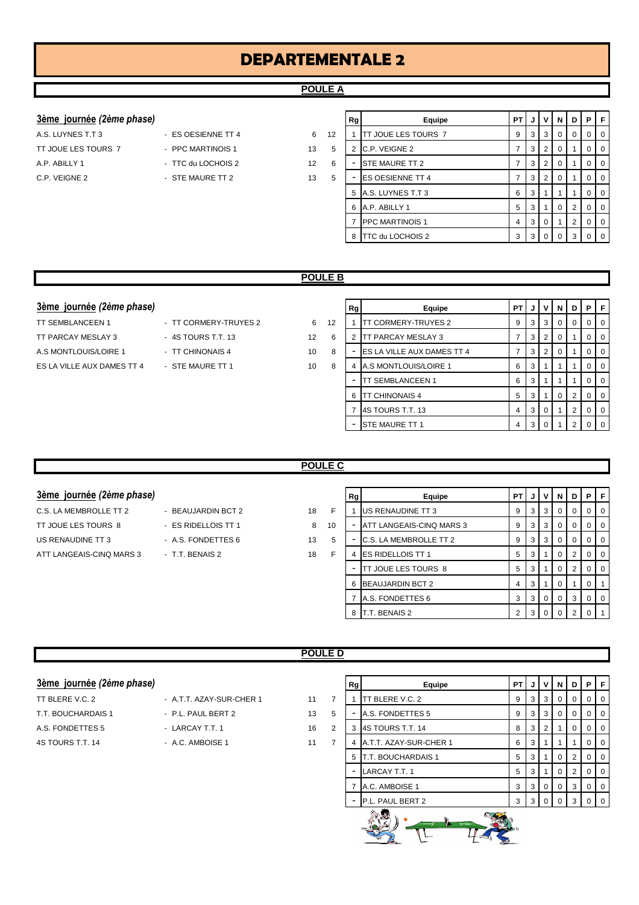# DEPARTEMENTALE 2

## POULE A

### 3ème journée (2ème phase)

| | | | |
|---|---|---|---|
| A.S. LUYNES T.T 3 | - ES OESIENNE TT 4 | 6 | 12 |
| TT JOUE LES TOURS 7 | - PPC MARTINOIS 1 | 13 | 5 |
| A.P. ABILLY 1 | - TTC du LOCHOIS 2 | 12 | 6 |
| C.P. VEIGNE 2 | - STE MAURE TT 2 | 13 | 5 |

| Rg | Equipe | PT | J | V | N | D | P | F |
|---|---|---|---|---|---|---|---|---|
| 1 | TT JOUE LES TOURS 7 | 9 | 3 | 3 | 0 | 0 | 0 | 0 |
| 2 | C.P. VEIGNE 2 | 7 | 3 | 2 | 0 | 1 | 0 | 0 |
| - | STE MAURE TT 2 | 7 | 3 | 2 | 0 | 1 | 0 | 0 |
| - | ES OESIENNE TT 4 | 7 | 3 | 2 | 0 | 1 | 0 | 0 |
| 5 | A.S. LUYNES T.T 3 | 6 | 3 | 1 | 1 | 1 | 0 | 0 |
| 6 | A.P. ABILLY 1 | 5 | 3 | 1 | 0 | 2 | 0 | 0 |
| 7 | PPC MARTINOIS 1 | 4 | 3 | 0 | 1 | 2 | 0 | 0 |
| 8 | TTC du LOCHOIS 2 | 3 | 3 | 0 | 0 | 3 | 0 | 0 |

## POULE B

### 3ème journée (2ème phase)

| | | | |
|---|---|---|---|
| TT SEMBLANCEEN 1 | - TT CORMERY-TRUYES 2 | 6 | 12 |
| TT PARCAY MESLAY 3 | - 4S TOURS T.T. 13 | 12 | 6 |
| A.S MONTLOUIS/LOIRE 1 | - TT CHINONAIS 4 | 10 | 8 |
| ES LA VILLE AUX DAMES TT 4 | - STE MAURE TT 1 | 10 | 8 |

| Rg | Equipe | PT | J | V | N | D | P | F |
|---|---|---|---|---|---|---|---|---|
| 1 | TT CORMERY-TRUYES 2 | 9 | 3 | 3 | 0 | 0 | 0 | 0 |
| 2 | TT PARCAY MESLAY 3 | 7 | 3 | 2 | 0 | 1 | 0 | 0 |
| - | ES LA VILLE AUX DAMES TT 4 | 7 | 3 | 2 | 0 | 1 | 0 | 0 |
| 4 | A.S MONTLOUIS/LOIRE 1 | 6 | 3 | 1 | 1 | 1 | 0 | 0 |
| - | TT SEMBLANCEEN 1 | 6 | 3 | 1 | 1 | 1 | 0 | 0 |
| 6 | TT CHINONAIS 4 | 5 | 3 | 1 | 0 | 2 | 0 | 0 |
| 7 | 4S TOURS T.T. 13 | 4 | 3 | 0 | 1 | 2 | 0 | 0 |
| - | STE MAURE TT 1 | 4 | 3 | 0 | 1 | 2 | 0 | 0 |

## POULE C

### 3ème journée (2ème phase)

| | | | |
|---|---|---|---|
| C.S. LA MEMBROLLE TT 2 | - BEAUJARDIN BCT 2 | 18 | F |
| TT JOUE LES TOURS 8 | - ES RIDELLOIS TT 1 | 8 | 10 |
| US RENAUDINE TT 3 | - A.S. FONDETTES 6 | 13 | 5 |
| ATT LANGEAIS-CINQ MARS 3 | - T.T. BENAIS 2 | 18 | F |

| Rg | Equipe | PT | J | V | N | D | P | F |
|---|---|---|---|---|---|---|---|---|
| 1 | US RENAUDINE TT 3 | 9 | 3 | 3 | 0 | 0 | 0 | 0 |
| - | ATT LANGEAIS-CINQ MARS 3 | 9 | 3 | 3 | 0 | 0 | 0 | 0 |
| - | C.S. LA MEMBROLLE TT 2 | 9 | 3 | 3 | 0 | 0 | 0 | 0 |
| 4 | ES RIDELLOIS TT 1 | 5 | 3 | 1 | 0 | 2 | 0 | 0 |
| - | TT JOUE LES TOURS 8 | 5 | 3 | 1 | 0 | 2 | 0 | 0 |
| 6 | BEAUJARDIN BCT 2 | 4 | 3 | 1 | 0 | 1 | 0 | 1 |
| 7 | A.S. FONDETTES 6 | 3 | 3 | 0 | 0 | 3 | 0 | 0 |
| 8 | T.T. BENAIS 2 | 2 | 3 | 0 | 0 | 2 | 0 | 1 |

## POULE D

### 3ème journée (2ème phase)

| | | | |
|---|---|---|---|
| TT BLERE V.C. 2 | - A.T.T. AZAY-SUR-CHER 1 | 11 | 7 |
| T.T. BOUCHARDAIS 1 | - P.L. PAUL BERT 2 | 13 | 5 |
| A.S. FONDETTES 5 | - LARCAY T.T. 1 | 16 | 2 |
| 4S TOURS T.T. 14 | - A.C. AMBOISE 1 | 11 | 7 |

| Rg | Equipe | PT | J | V | N | D | P | F |
|---|---|---|---|---|---|---|---|---|
| 1 | TT BLERE V.C. 2 | 9 | 3 | 3 | 0 | 0 | 0 | 0 |
| - | A.S. FONDETTES 5 | 9 | 3 | 3 | 0 | 0 | 0 | 0 |
| 3 | 4S TOURS T.T. 14 | 8 | 3 | 2 | 1 | 0 | 0 | 0 |
| 4 | A.T.T. AZAY-SUR-CHER 1 | 6 | 3 | 1 | 1 | 1 | 0 | 0 |
| 5 | T.T. BOUCHARDAIS 1 | 5 | 3 | 1 | 0 | 2 | 0 | 0 |
| - | LARCAY T.T. 1 | 5 | 3 | 1 | 0 | 2 | 0 | 0 |
| 7 | A.C. AMBOISE 1 | 3 | 3 | 0 | 0 | 3 | 0 | 0 |
| - | P.L. PAUL BERT 2 | 3 | 3 | 0 | 0 | 3 | 0 | 0 |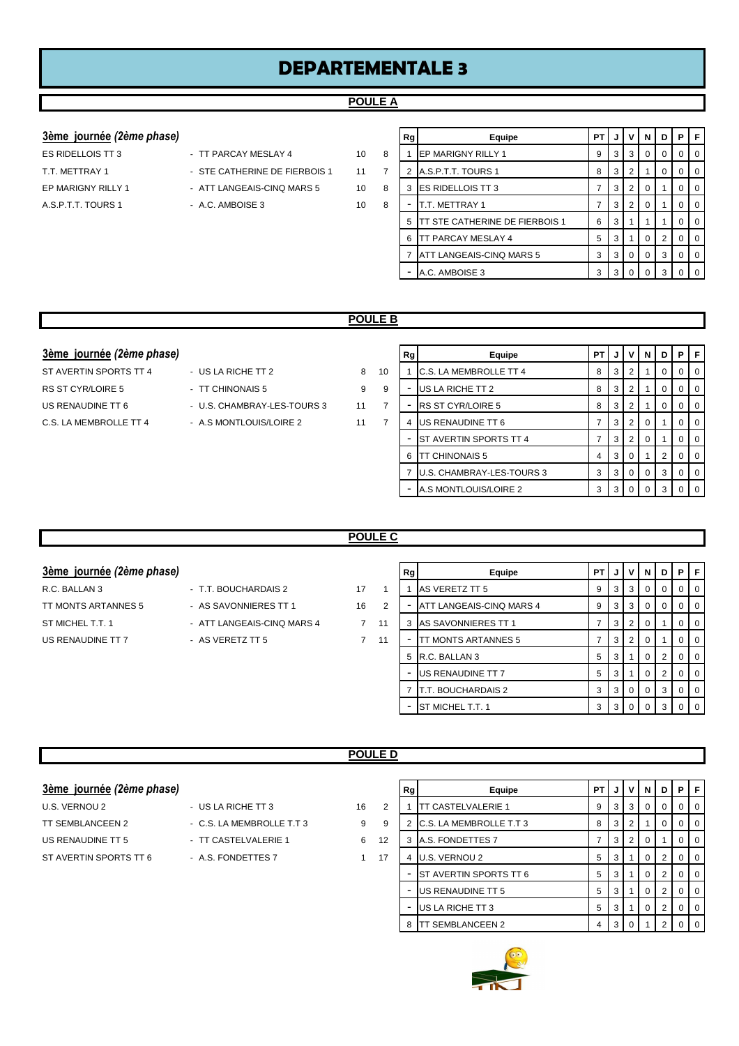# DEPARTEMENTALE 3

## POULE A

### 3ème journée *(2ème phase)*

| Équipe 1 | Équipe 2 | Score 1 | Score 2 |
|---|---|---|---|
| ES RIDELLOIS TT 3 | - TT PARCAY MESLAY 4 | 10 | 8 |
| T.T. METTRAY 1 | - STE CATHERINE DE FIERBOIS 1 | 11 | 7 |
| EP MARIGNY RILLY 1 | - ATT LANGEAIS-CINQ MARS 5 | 10 | 8 |
| A.S.P.T.T. TOURS 1 | - A.C. AMBOISE 3 | 10 | 8 |

| Rg | Equipe | PT | J | V | N | D | P | F |
|---|---|---|---|---|---|---|---|---|
| 1 | EP MARIGNY RILLY 1 | 9 | 3 | 3 | 0 | 0 | 0 | 0 |
| 2 | A.S.P.T.T. TOURS 1 | 8 | 3 | 2 | 1 | 0 | 0 | 0 |
| 3 | ES RIDELLOIS TT 3 | 7 | 3 | 2 | 0 | 1 | 0 | 0 |
| - | T.T. METTRAY 1 | 7 | 3 | 2 | 0 | 1 | 0 | 0 |
| 5 | TT STE CATHERINE DE FIERBOIS 1 | 6 | 3 | 1 | 1 | 1 | 0 | 0 |
| 6 | TT PARCAY MESLAY 4 | 5 | 3 | 1 | 0 | 2 | 0 | 0 |
| 7 | ATT LANGEAIS-CINQ MARS 5 | 3 | 3 | 0 | 0 | 3 | 0 | 0 |
| - | A.C. AMBOISE 3 | 3 | 3 | 0 | 0 | 3 | 0 | 0 |

## POULE B

### 3ème journée *(2ème phase)*

| Équipe 1 | Équipe 2 | Score 1 | Score 2 |
|---|---|---|---|
| ST AVERTIN SPORTS TT 4 | - US LA RICHE TT 2 | 8 | 10 |
| RS ST CYR/LOIRE 5 | - TT CHINONAIS 5 | 9 | 9 |
| US RENAUDINE TT 6 | - U.S. CHAMBRAY-LES-TOURS 3 | 11 | 7 |
| C.S. LA MEMBROLLE TT 4 | - A.S MONTLOUIS/LOIRE 2 | 11 | 7 |

| Rg | Equipe | PT | J | V | N | D | P | F |
|---|---|---|---|---|---|---|---|---|
| 1 | C.S. LA MEMBROLLE TT 4 | 8 | 3 | 2 | 1 | 0 | 0 | 0 |
| - | US LA RICHE TT 2 | 8 | 3 | 2 | 1 | 0 | 0 | 0 |
| - | RS ST CYR/LOIRE 5 | 8 | 3 | 2 | 1 | 0 | 0 | 0 |
| 4 | US RENAUDINE TT 6 | 7 | 3 | 2 | 0 | 1 | 0 | 0 |
| - | ST AVERTIN SPORTS TT 4 | 7 | 3 | 2 | 0 | 1 | 0 | 0 |
| 6 | TT CHINONAIS 5 | 4 | 3 | 0 | 1 | 2 | 0 | 0 |
| 7 | U.S. CHAMBRAY-LES-TOURS 3 | 3 | 3 | 0 | 0 | 3 | 0 | 0 |
| - | A.S MONTLOUIS/LOIRE 2 | 3 | 3 | 0 | 0 | 3 | 0 | 0 |

## POULE C

### 3ème journée *(2ème phase)*

| Équipe 1 | Équipe 2 | Score 1 | Score 2 |
|---|---|---|---|
| R.C. BALLAN 3 | - T.T. BOUCHARDAIS 2 | 17 | 1 |
| TT MONTS ARTANNES 5 | - AS SAVONNIERES TT 1 | 16 | 2 |
| ST MICHEL T.T. 1 | - ATT LANGEAIS-CINQ MARS 4 | 7 | 11 |
| US RENAUDINE TT 7 | - AS VERETZ TT 5 | 7 | 11 |

| Rg | Equipe | PT | J | V | N | D | P | F |
|---|---|---|---|---|---|---|---|---|
| 1 | AS VERETZ TT 5 | 9 | 3 | 3 | 0 | 0 | 0 | 0 |
| - | ATT LANGEAIS-CINQ MARS 4 | 9 | 3 | 3 | 0 | 0 | 0 | 0 |
| 3 | AS SAVONNIERES TT 1 | 7 | 3 | 2 | 0 | 1 | 0 | 0 |
| - | TT MONTS ARTANNES 5 | 7 | 3 | 2 | 0 | 1 | 0 | 0 |
| 5 | R.C. BALLAN 3 | 5 | 3 | 1 | 0 | 2 | 0 | 0 |
| - | US RENAUDINE TT 7 | 5 | 3 | 1 | 0 | 2 | 0 | 0 |
| 7 | T.T. BOUCHARDAIS 2 | 3 | 3 | 0 | 0 | 3 | 0 | 0 |
| - | ST MICHEL T.T. 1 | 3 | 3 | 0 | 0 | 3 | 0 | 0 |

## POULE D

### 3ème journée *(2ème phase)*

| Équipe 1 | Équipe 2 | Score 1 | Score 2 |
|---|---|---|---|
| U.S. VERNOU 2 | - US LA RICHE TT 3 | 16 | 2 |
| TT SEMBLANCEEN 2 | - C.S. LA MEMBROLLE T.T 3 | 9 | 9 |
| US RENAUDINE TT 5 | - TT CASTELVALERIE 1 | 6 | 12 |
| ST AVERTIN SPORTS TT 6 | - A.S. FONDETTES 7 | 1 | 17 |

| Rg | Equipe | PT | J | V | N | D | P | F |
|---|---|---|---|---|---|---|---|---|
| 1 | TT CASTELVALERIE 1 | 9 | 3 | 3 | 0 | 0 | 0 | 0 |
| 2 | C.S. LA MEMBROLLE T.T 3 | 8 | 3 | 2 | 1 | 0 | 0 | 0 |
| 3 | A.S. FONDETTES 7 | 7 | 3 | 2 | 0 | 1 | 0 | 0 |
| 4 | U.S. VERNOU 2 | 5 | 3 | 1 | 0 | 2 | 0 | 0 |
| - | ST AVERTIN SPORTS TT 6 | 5 | 3 | 1 | 0 | 2 | 0 | 0 |
| - | US RENAUDINE TT 5 | 5 | 3 | 1 | 0 | 2 | 0 | 0 |
| - | US LA RICHE TT 3 | 5 | 3 | 1 | 0 | 2 | 0 | 0 |
| 8 | TT SEMBLANCEEN 2 | 4 | 3 | 0 | 1 | 2 | 0 | 0 |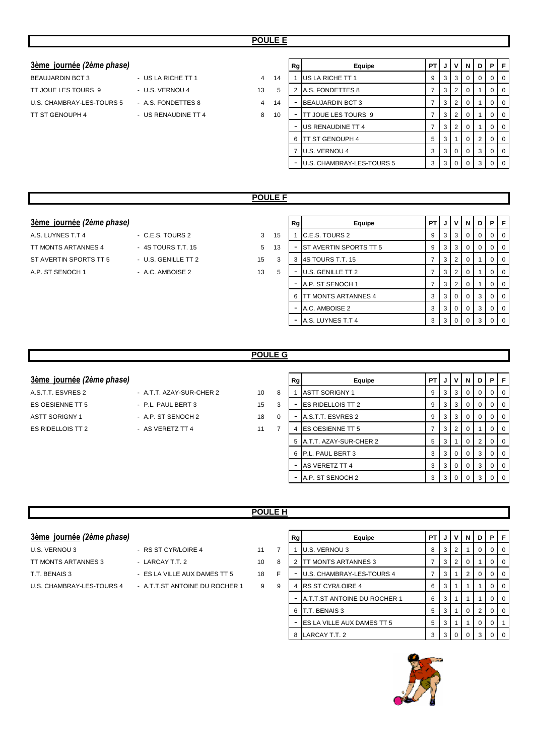## POULE E

### 3ème journée *(2ème phase)*

| Équipe 1 | Équipe 2 | Score 1 | Score 2 |
|---|---|---|---|
| BEAUJARDIN BCT 3 | - US LA RICHE TT 1 | 4 | 14 |
| TT JOUE LES TOURS 9 | - U.S. VERNOU 4 | 13 | 5 |
| U.S. CHAMBRAY-LES-TOURS 5 | - A.S. FONDETTES 8 | 4 | 14 |
| TT ST GENOUPH 4 | - US RENAUDINE TT 4 | 8 | 10 |

| Rg | Equipe | PT | J | V | N | D | P | F |
|---|---|---|---|---|---|---|---|---|
| 1 | US LA RICHE TT 1 | 9 | 3 | 3 | 0 | 0 | 0 | 0 |
| 2 | A.S. FONDETTES 8 | 7 | 3 | 2 | 0 | 1 | 0 | 0 |
| - | BEAUJARDIN BCT 3 | 7 | 3 | 2 | 0 | 1 | 0 | 0 |
| - | TT JOUE LES TOURS 9 | 7 | 3 | 2 | 0 | 1 | 0 | 0 |
| - | US RENAUDINE TT 4 | 7 | 3 | 2 | 0 | 1 | 0 | 0 |
| 6 | TT ST GENOUPH 4 | 5 | 3 | 1 | 0 | 2 | 0 | 0 |
| 7 | U.S. VERNOU 4 | 3 | 3 | 0 | 0 | 3 | 0 | 0 |
| - | U.S. CHAMBRAY-LES-TOURS 5 | 3 | 3 | 0 | 0 | 3 | 0 | 0 |

## POULE F

### 3ème journée *(2ème phase)*

| Équipe 1 | Équipe 2 | Score 1 | Score 2 |
|---|---|---|---|
| A.S. LUYNES T.T 4 | - C.E.S. TOURS 2 | 3 | 15 |
| TT MONTS ARTANNES 4 | - 4S TOURS T.T. 15 | 5 | 13 |
| ST AVERTIN SPORTS TT 5 | - U.S. GENILLE TT 2 | 15 | 3 |
| A.P. ST SENOCH 1 | - A.C. AMBOISE 2 | 13 | 5 |

| Rg | Equipe | PT | J | V | N | D | P | F |
|---|---|---|---|---|---|---|---|---|
| 1 | C.E.S. TOURS 2 | 9 | 3 | 3 | 0 | 0 | 0 | 0 |
| - | ST AVERTIN SPORTS TT 5 | 9 | 3 | 3 | 0 | 0 | 0 | 0 |
| 3 | 4S TOURS T.T. 15 | 7 | 3 | 2 | 0 | 1 | 0 | 0 |
| - | U.S. GENILLE TT 2 | 7 | 3 | 2 | 0 | 1 | 0 | 0 |
| - | A.P. ST SENOCH 1 | 7 | 3 | 2 | 0 | 1 | 0 | 0 |
| 6 | TT MONTS ARTANNES 4 | 3 | 3 | 0 | 0 | 3 | 0 | 0 |
| - | A.C. AMBOISE 2 | 3 | 3 | 0 | 0 | 3 | 0 | 0 |
| - | A.S. LUYNES T.T 4 | 3 | 3 | 0 | 0 | 3 | 0 | 0 |

## POULE G

### 3ème journée *(2ème phase)*

| Équipe 1 | Équipe 2 | Score 1 | Score 2 |
|---|---|---|---|
| A.S.T.T. ESVRES 2 | - A.T.T. AZAY-SUR-CHER 2 | 10 | 8 |
| ES OESIENNE TT 5 | - P.L. PAUL BERT 3 | 15 | 3 |
| ASTT SORIGNY 1 | - A.P. ST SENOCH 2 | 18 | 0 |
| ES RIDELLOIS TT 2 | - AS VERETZ TT 4 | 11 | 7 |

| Rg | Equipe | PT | J | V | N | D | P | F |
|---|---|---|---|---|---|---|---|---|
| 1 | ASTT SORIGNY 1 | 9 | 3 | 3 | 0 | 0 | 0 | 0 |
| - | ES RIDELLOIS TT 2 | 9 | 3 | 3 | 0 | 0 | 0 | 0 |
| - | A.S.T.T. ESVRES 2 | 9 | 3 | 3 | 0 | 0 | 0 | 0 |
| 4 | ES OESIENNE TT 5 | 7 | 3 | 2 | 0 | 1 | 0 | 0 |
| 5 | A.T.T. AZAY-SUR-CHER 2 | 5 | 3 | 1 | 0 | 2 | 0 | 0 |
| 6 | P.L. PAUL BERT 3 | 3 | 3 | 0 | 0 | 3 | 0 | 0 |
| - | AS VERETZ TT 4 | 3 | 3 | 0 | 0 | 3 | 0 | 0 |
| - | A.P. ST SENOCH 2 | 3 | 3 | 0 | 0 | 3 | 0 | 0 |

## POULE H

### 3ème journée *(2ème phase)*

| Équipe 1 | Équipe 2 | Score 1 | Score 2 |
|---|---|---|---|
| U.S. VERNOU 3 | - RS ST CYR/LOIRE 4 | 11 | 7 |
| TT MONTS ARTANNES 3 | - LARCAY T.T. 2 | 10 | 8 |
| T.T. BENAIS 3 | - ES LA VILLE AUX DAMES TT 5 | 18 | F |
| U.S. CHAMBRAY-LES-TOURS 4 | - A.T.T.ST ANTOINE DU ROCHER 1 | 9 | 9 |

| Rg | Equipe | PT | J | V | N | D | P | F |
|---|---|---|---|---|---|---|---|---|
| 1 | U.S. VERNOU 3 | 8 | 3 | 2 | 1 | 0 | 0 | 0 |
| 2 | TT MONTS ARTANNES 3 | 7 | 3 | 2 | 0 | 1 | 0 | 0 |
| - | U.S. CHAMBRAY-LES-TOURS 4 | 7 | 3 | 1 | 2 | 0 | 0 | 0 |
| 4 | RS ST CYR/LOIRE 4 | 6 | 3 | 1 | 1 | 1 | 0 | 0 |
| - | A.T.T.ST ANTOINE DU ROCHER 1 | 6 | 3 | 1 | 1 | 1 | 0 | 0 |
| 6 | T.T. BENAIS 3 | 5 | 3 | 1 | 0 | 2 | 0 | 0 |
| - | ES LA VILLE AUX DAMES TT 5 | 5 | 3 | 1 | 1 | 0 | 0 | 1 |
| 8 | LARCAY T.T. 2 | 3 | 3 | 0 | 0 | 3 | 0 | 0 |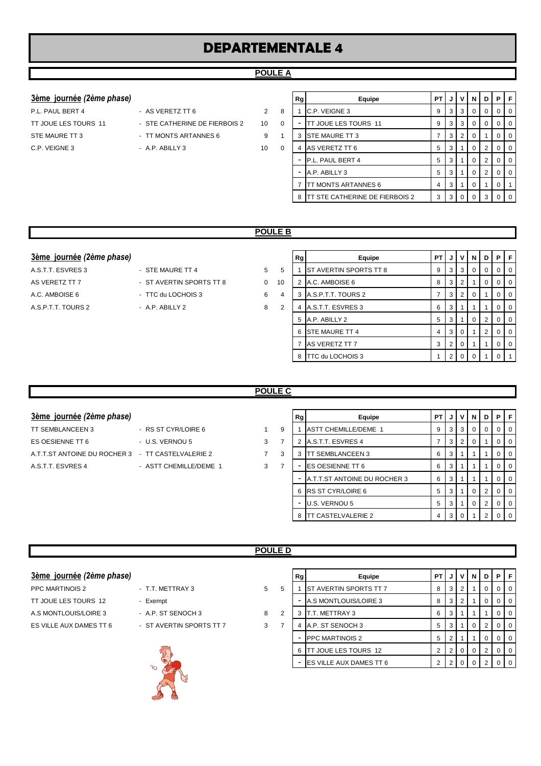# DEPARTEMENTALE 4

## POULE A

### 3ème journée *(2ème phase)*

| | | | |
|---|---|---|---|
| P.L. PAUL BERT 4 | - AS VERETZ TT 6 | 2 | 8 |
| TT JOUE LES TOURS 11 | - STE CATHERINE DE FIERBOIS 2 | 10 | 0 |
| STE MAURE TT 3 | - TT MONTS ARTANNES 6 | 9 | 1 |
| C.P. VEIGNE 3 | - A.P. ABILLY 3 | 10 | 0 |

| Rg | Equipe | PT | J | V | N | D | P | F |
|---|---|---|---|---|---|---|---|---|
| 1 | C.P. VEIGNE 3 | 9 | 3 | 3 | 0 | 0 | 0 | 0 |
| - | TT JOUE LES TOURS 11 | 9 | 3 | 3 | 0 | 0 | 0 | 0 |
| 3 | STE MAURE TT 3 | 7 | 3 | 2 | 0 | 1 | 0 | 0 |
| 4 | AS VERETZ TT 6 | 5 | 3 | 1 | 0 | 2 | 0 | 0 |
| - | P.L. PAUL BERT 4 | 5 | 3 | 1 | 0 | 2 | 0 | 0 |
| - | A.P. ABILLY 3 | 5 | 3 | 1 | 0 | 2 | 0 | 0 |
| 7 | TT MONTS ARTANNES 6 | 4 | 3 | 1 | 0 | 1 | 0 | 1 |
| 8 | TT STE CATHERINE DE FIERBOIS 2 | 3 | 3 | 0 | 0 | 3 | 0 | 0 |

## POULE B

### 3ème journée *(2ème phase)*

| | | | |
|---|---|---|---|
| A.S.T.T. ESVRES 3 | - STE MAURE TT 4 | 5 | 5 |
| AS VERETZ TT 7 | - ST AVERTIN SPORTS TT 8 | 0 | 10 |
| A.C. AMBOISE 6 | - TTC du LOCHOIS 3 | 6 | 4 |
| A.S.P.T.T. TOURS 2 | - A.P. ABILLY 2 | 8 | 2 |

| Rg | Equipe | PT | J | V | N | D | P | F |
|---|---|---|---|---|---|---|---|---|
| 1 | ST AVERTIN SPORTS TT 8 | 9 | 3 | 3 | 0 | 0 | 0 | 0 |
| 2 | A.C. AMBOISE 6 | 8 | 3 | 2 | 1 | 0 | 0 | 0 |
| 3 | A.S.P.T.T. TOURS 2 | 7 | 3 | 2 | 0 | 1 | 0 | 0 |
| 4 | A.S.T.T. ESVRES 3 | 6 | 3 | 1 | 1 | 1 | 0 | 0 |
| 5 | A.P. ABILLY 2 | 5 | 3 | 1 | 0 | 2 | 0 | 0 |
| 6 | STE MAURE TT 4 | 4 | 3 | 0 | 1 | 2 | 0 | 0 |
| 7 | AS VERETZ TT 7 | 3 | 2 | 0 | 1 | 1 | 0 | 0 |
| 8 | TTC du LOCHOIS 3 | 1 | 2 | 0 | 0 | 1 | 0 | 1 |

## POULE C

### 3ème journée *(2ème phase)*

| | | | |
|---|---|---|---|
| TT SEMBLANCEEN 3 | - RS ST CYR/LOIRE 6 | 1 | 9 |
| ES OESIENNE TT 6 | - U.S. VERNOU 5 | 3 | 7 |
| A.T.T.ST ANTOINE DU ROCHER 3 | - TT CASTELVALERIE 2 | 7 | 3 |
| A.S.T.T. ESVRES 4 | - ASTT CHEMILLE/DEME 1 | 3 | 7 |

| Rg | Equipe | PT | J | V | N | D | P | F |
|---|---|---|---|---|---|---|---|---|
| 1 | ASTT CHEMILLE/DEME 1 | 9 | 3 | 3 | 0 | 0 | 0 | 0 |
| 2 | A.S.T.T. ESVRES 4 | 7 | 3 | 2 | 0 | 1 | 0 | 0 |
| 3 | TT SEMBLANCEEN 3 | 6 | 3 | 1 | 1 | 1 | 0 | 0 |
| - | ES OESIENNE TT 6 | 6 | 3 | 1 | 1 | 1 | 0 | 0 |
| - | A.T.T.ST ANTOINE DU ROCHER 3 | 6 | 3 | 1 | 1 | 1 | 0 | 0 |
| 6 | RS ST CYR/LOIRE 6 | 5 | 3 | 1 | 0 | 2 | 0 | 0 |
| - | U.S. VERNOU 5 | 5 | 3 | 1 | 0 | 2 | 0 | 0 |
| 8 | TT CASTELVALERIE 2 | 4 | 3 | 0 | 1 | 2 | 0 | 0 |

## POULE D

### 3ème journée *(2ème phase)*

| | | | |
|---|---|---|---|
| PPC MARTINOIS 2 | - T.T. METTRAY 3 | 5 | 5 |
| TT JOUE LES TOURS 12 | - Exempt | | |
| A.S MONTLOUIS/LOIRE 3 | - A.P. ST SENOCH 3 | 8 | 2 |
| ES VILLE AUX DAMES TT 6 | - ST AVERTIN SPORTS TT 7 | 3 | 7 |

| Rg | Equipe | PT | J | V | N | D | P | F |
|---|---|---|---|---|---|---|---|---|
| 1 | ST AVERTIN SPORTS TT 7 | 8 | 3 | 2 | 1 | 0 | 0 | 0 |
| - | A.S MONTLOUIS/LOIRE 3 | 8 | 3 | 2 | 1 | 0 | 0 | 0 |
| 3 | T.T. METTRAY 3 | 6 | 3 | 1 | 1 | 1 | 0 | 0 |
| 4 | A.P. ST SENOCH 3 | 5 | 3 | 1 | 0 | 2 | 0 | 0 |
| - | PPC MARTINOIS 2 | 5 | 2 | 1 | 1 | 0 | 0 | 0 |
| 6 | TT JOUE LES TOURS 12 | 2 | 2 | 0 | 0 | 2 | 0 | 0 |
| - | ES VILLE AUX DAMES TT 6 | 2 | 2 | 0 | 0 | 2 | 0 | 0 |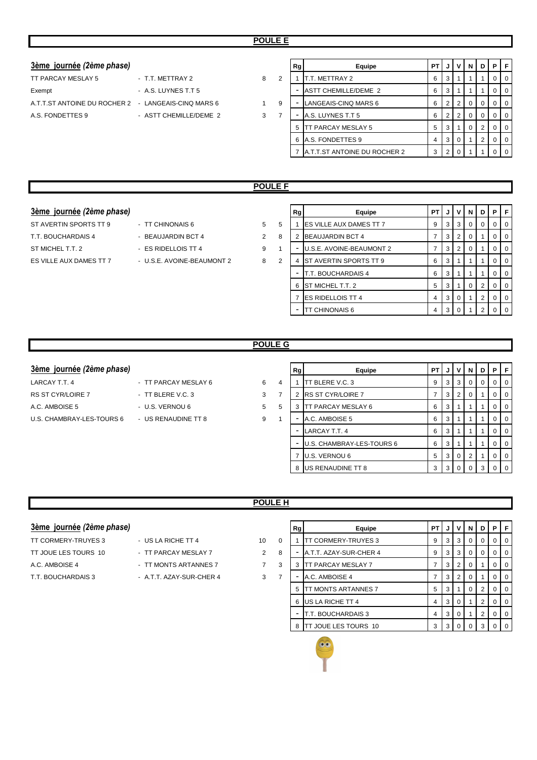## POULE E

### 3ème journée (2ème phase)

| Equipe 1 | Equipe 2 | Score 1 | Score 2 |
|---|---|---|---|
| TT PARCAY MESLAY 5 | - T.T. METTRAY 2 | 8 | 2 |
| Exempt | - A.S. LUYNES T.T 5 | | |
| A.T.T.ST ANTOINE DU ROCHER 2 | - LANGEAIS-CINQ MARS 6 | 1 | 9 |
| A.S. FONDETTES 9 | - ASTT CHEMILLE/DEME 2 | 3 | 7 |

| Rg | Equipe | PT | J | V | N | D | P | F |
|---|---|---|---|---|---|---|---|---|
| 1 | T.T. METTRAY 2 | 6 | 3 | 1 | 1 | 1 | 0 | 0 |
| - | ASTT CHEMILLE/DEME 2 | 6 | 3 | 1 | 1 | 1 | 0 | 0 |
| - | LANGEAIS-CINQ MARS 6 | 6 | 2 | 2 | 0 | 0 | 0 | 0 |
| - | A.S. LUYNES T.T 5 | 6 | 2 | 2 | 0 | 0 | 0 | 0 |
| 5 | TT PARCAY MESLAY 5 | 5 | 3 | 1 | 0 | 2 | 0 | 0 |
| 6 | A.S. FONDETTES 9 | 4 | 3 | 0 | 1 | 2 | 0 | 0 |
| 7 | A.T.T.ST ANTOINE DU ROCHER 2 | 3 | 2 | 0 | 1 | 1 | 0 | 0 |

## POULE F

### 3ème journée (2ème phase)

| Equipe 1 | Equipe 2 | Score 1 | Score 2 |
|---|---|---|---|
| ST AVERTIN SPORTS TT 9 | - TT CHINONAIS 6 | 5 | 5 |
| T.T. BOUCHARDAIS 4 | - BEAUJARDIN BCT 4 | 2 | 8 |
| ST MICHEL T.T. 2 | - ES RIDELLOIS TT 4 | 9 | 1 |
| ES VILLE AUX DAMES TT 7 | - U.S.E. AVOINE-BEAUMONT 2 | 8 | 2 |

| Rg | Equipe | PT | J | V | N | D | P | F |
|---|---|---|---|---|---|---|---|---|
| 1 | ES VILLE AUX DAMES TT 7 | 9 | 3 | 3 | 0 | 0 | 0 | 0 |
| 2 | BEAUJARDIN BCT 4 | 7 | 3 | 2 | 0 | 1 | 0 | 0 |
| - | U.S.E. AVOINE-BEAUMONT 2 | 7 | 3 | 2 | 0 | 1 | 0 | 0 |
| 4 | ST AVERTIN SPORTS TT 9 | 6 | 3 | 1 | 1 | 1 | 0 | 0 |
| - | T.T. BOUCHARDAIS 4 | 6 | 3 | 1 | 1 | 1 | 0 | 0 |
| 6 | ST MICHEL T.T. 2 | 5 | 3 | 1 | 0 | 2 | 0 | 0 |
| 7 | ES RIDELLOIS TT 4 | 4 | 3 | 0 | 1 | 2 | 0 | 0 |
| - | TT CHINONAIS 6 | 4 | 3 | 0 | 1 | 2 | 0 | 0 |

## POULE G

### 3ème journée (2ème phase)

| Equipe 1 | Equipe 2 | Score 1 | Score 2 |
|---|---|---|---|
| LARCAY T.T. 4 | - TT PARCAY MESLAY 6 | 6 | 4 |
| RS ST CYR/LOIRE 7 | - TT BLERE V.C. 3 | 3 | 7 |
| A.C. AMBOISE 5 | - U.S. VERNOU 6 | 5 | 5 |
| U.S. CHAMBRAY-LES-TOURS 6 | - US RENAUDINE TT 8 | 9 | 1 |

| Rg | Equipe | PT | J | V | N | D | P | F |
|---|---|---|---|---|---|---|---|---|
| 1 | TT BLERE V.C. 3 | 9 | 3 | 3 | 0 | 0 | 0 | 0 |
| 2 | RS ST CYR/LOIRE 7 | 7 | 3 | 2 | 0 | 1 | 0 | 0 |
| 3 | TT PARCAY MESLAY 6 | 6 | 3 | 1 | 1 | 1 | 0 | 0 |
| - | A.C. AMBOISE 5 | 6 | 3 | 1 | 1 | 1 | 0 | 0 |
| - | LARCAY T.T. 4 | 6 | 3 | 1 | 1 | 1 | 0 | 0 |
| - | U.S. CHAMBRAY-LES-TOURS 6 | 6 | 3 | 1 | 1 | 1 | 0 | 0 |
| 7 | U.S. VERNOU 6 | 5 | 3 | 0 | 2 | 1 | 0 | 0 |
| 8 | US RENAUDINE TT 8 | 3 | 3 | 0 | 0 | 3 | 0 | 0 |

## POULE H

### 3ème journée (2ème phase)

| Equipe 1 | Equipe 2 | Score 1 | Score 2 |
|---|---|---|---|
| TT CORMERY-TRUYES 3 | - US LA RICHE TT 4 | 10 | 0 |
| TT JOUE LES TOURS 10 | - TT PARCAY MESLAY 7 | 2 | 8 |
| A.C. AMBOISE 4 | - TT MONTS ARTANNES 7 | 7 | 3 |
| T.T. BOUCHARDAIS 3 | - A.T.T. AZAY-SUR-CHER 4 | 3 | 7 |

| Rg | Equipe | PT | J | V | N | D | P | F |
|---|---|---|---|---|---|---|---|---|
| 1 | TT CORMERY-TRUYES 3 | 9 | 3 | 3 | 0 | 0 | 0 | 0 |
| - | A.T.T. AZAY-SUR-CHER 4 | 9 | 3 | 3 | 0 | 0 | 0 | 0 |
| 3 | TT PARCAY MESLAY 7 | 7 | 3 | 2 | 0 | 1 | 0 | 0 |
| - | A.C. AMBOISE 4 | 7 | 3 | 2 | 0 | 1 | 0 | 0 |
| 5 | TT MONTS ARTANNES 7 | 5 | 3 | 1 | 0 | 2 | 0 | 0 |
| 6 | US LA RICHE TT 4 | 4 | 3 | 0 | 1 | 2 | 0 | 0 |
| - | T.T. BOUCHARDAIS 3 | 4 | 3 | 0 | 1 | 2 | 0 | 0 |
| 8 | TT JOUE LES TOURS 10 | 3 | 3 | 0 | 0 | 3 | 0 | 0 |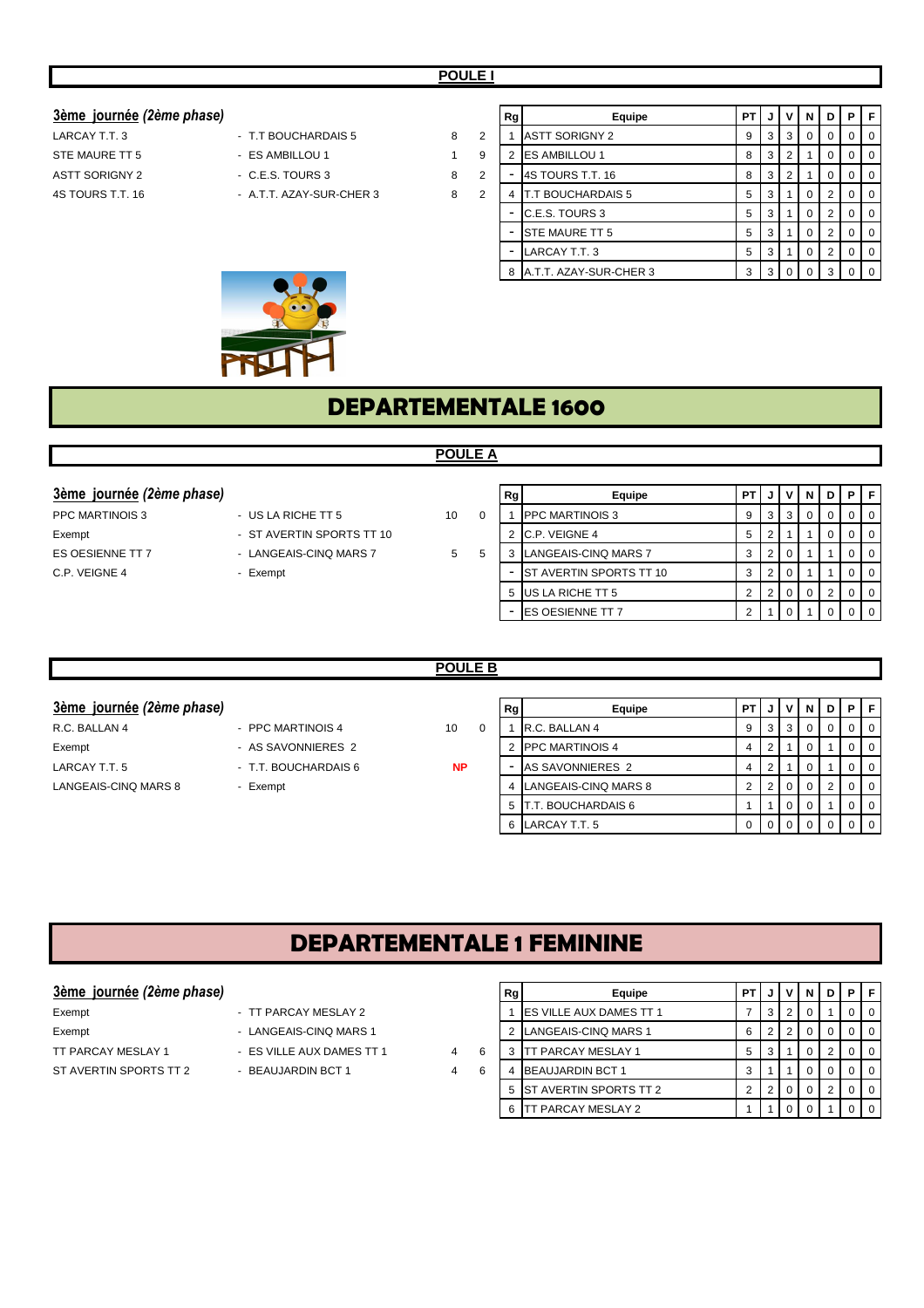## POULE I

**3ème journée** *(2ème phase)*

| | | | |
|---|---|---|---|
| LARCAY T.T. 3 | - T.T BOUCHARDAIS 5 | 8 | 2 |
| STE MAURE TT 5 | - ES AMBILLOU 1 | 1 | 9 |
| ASTT SORIGNY 2 | - C.E.S. TOURS 3 | 8 | 2 |
| 4S TOURS T.T. 16 | - A.T.T. AZAY-SUR-CHER 3 | 8 | 2 |

| Rg | Equipe | PT | J | V | N | D | P | F |
|---|---|---|---|---|---|---|---|---|
| 1 | ASTT SORIGNY 2 | 9 | 3 | 3 | 0 | 0 | 0 | 0 |
| 2 | ES AMBILLOU 1 | 8 | 3 | 2 | 1 | 0 | 0 | 0 |
| - | 4S TOURS T.T. 16 | 8 | 3 | 2 | 1 | 0 | 0 | 0 |
| 4 | T.T BOUCHARDAIS 5 | 5 | 3 | 1 | 0 | 2 | 0 | 0 |
| - | C.E.S. TOURS 3 | 5 | 3 | 1 | 0 | 2 | 0 | 0 |
| - | STE MAURE TT 5 | 5 | 3 | 1 | 0 | 2 | 0 | 0 |
| - | LARCAY T.T. 3 | 5 | 3 | 1 | 0 | 2 | 0 | 0 |
| 8 | A.T.T. AZAY-SUR-CHER 3 | 3 | 3 | 0 | 0 | 3 | 0 | 0 |

# DEPARTEMENTALE 1600

## POULE A

**3ème journée** *(2ème phase)*

| | | | |
|---|---|---|---|
| PPC MARTINOIS 3 | - US LA RICHE TT 5 | 10 | 0 |
| Exempt | - ST AVERTIN SPORTS TT 10 | | |
| ES OESIENNE TT 7 | - LANGEAIS-CINQ MARS 7 | 5 | 5 |
| C.P. VEIGNE 4 | - Exempt | | |

| Rg | Equipe | PT | J | V | N | D | P | F |
|---|---|---|---|---|---|---|---|---|
| 1 | PPC MARTINOIS 3 | 9 | 3 | 3 | 0 | 0 | 0 | 0 |
| 2 | C.P. VEIGNE 4 | 5 | 2 | 1 | 1 | 0 | 0 | 0 |
| 3 | LANGEAIS-CINQ MARS 7 | 3 | 2 | 0 | 1 | 1 | 0 | 0 |
| - | ST AVERTIN SPORTS TT 10 | 3 | 2 | 0 | 1 | 1 | 0 | 0 |
| 5 | US LA RICHE TT 5 | 2 | 2 | 0 | 0 | 2 | 0 | 0 |
| - | ES OESIENNE TT 7 | 2 | 1 | 0 | 1 | 0 | 0 | 0 |

## POULE B

**3ème journée** *(2ème phase)*

| | | | |
|---|---|---|---|
| R.C. BALLAN 4 | - PPC MARTINOIS 4 | 10 | 0 |
| Exempt | - AS SAVONNIERES 2 | | |
| LARCAY T.T. 5 | - T.T. BOUCHARDAIS 6 | **NP** | |
| LANGEAIS-CINQ MARS 8 | - Exempt | | |

| Rg | Equipe | PT | J | V | N | D | P | F |
|---|---|---|---|---|---|---|---|---|
| 1 | R.C. BALLAN 4 | 9 | 3 | 3 | 0 | 0 | 0 | 0 |
| 2 | PPC MARTINOIS 4 | 4 | 2 | 1 | 0 | 1 | 0 | 0 |
| - | AS SAVONNIERES 2 | 4 | 2 | 1 | 0 | 1 | 0 | 0 |
| 4 | LANGEAIS-CINQ MARS 8 | 2 | 2 | 0 | 0 | 2 | 0 | 0 |
| 5 | T.T. BOUCHARDAIS 6 | 1 | 1 | 0 | 0 | 1 | 0 | 0 |
| 6 | LARCAY T.T. 5 | 0 | 0 | 0 | 0 | 0 | 0 | 0 |

# DEPARTEMENTALE 1 FEMININE

**3ème journée** *(2ème phase)*

| | | | |
|---|---|---|---|
| Exempt | - TT PARCAY MESLAY 2 | | |
| Exempt | - LANGEAIS-CINQ MARS 1 | | |
| TT PARCAY MESLAY 1 | - ES VILLE AUX DAMES TT 1 | 4 | 6 |
| ST AVERTIN SPORTS TT 2 | - BEAUJARDIN BCT 1 | 4 | 6 |

| Rg | Equipe | PT | J | V | N | D | P | F |
|---|---|---|---|---|---|---|---|---|
| 1 | ES VILLE AUX DAMES TT 1 | 7 | 3 | 2 | 0 | 1 | 0 | 0 |
| 2 | LANGEAIS-CINQ MARS 1 | 6 | 2 | 2 | 0 | 0 | 0 | 0 |
| 3 | TT PARCAY MESLAY 1 | 5 | 3 | 1 | 0 | 2 | 0 | 0 |
| 4 | BEAUJARDIN BCT 1 | 3 | 1 | 1 | 0 | 0 | 0 | 0 |
| 5 | ST AVERTIN SPORTS TT 2 | 2 | 2 | 0 | 0 | 2 | 0 | 0 |
| 6 | TT PARCAY MESLAY 2 | 1 | 1 | 0 | 0 | 1 | 0 | 0 |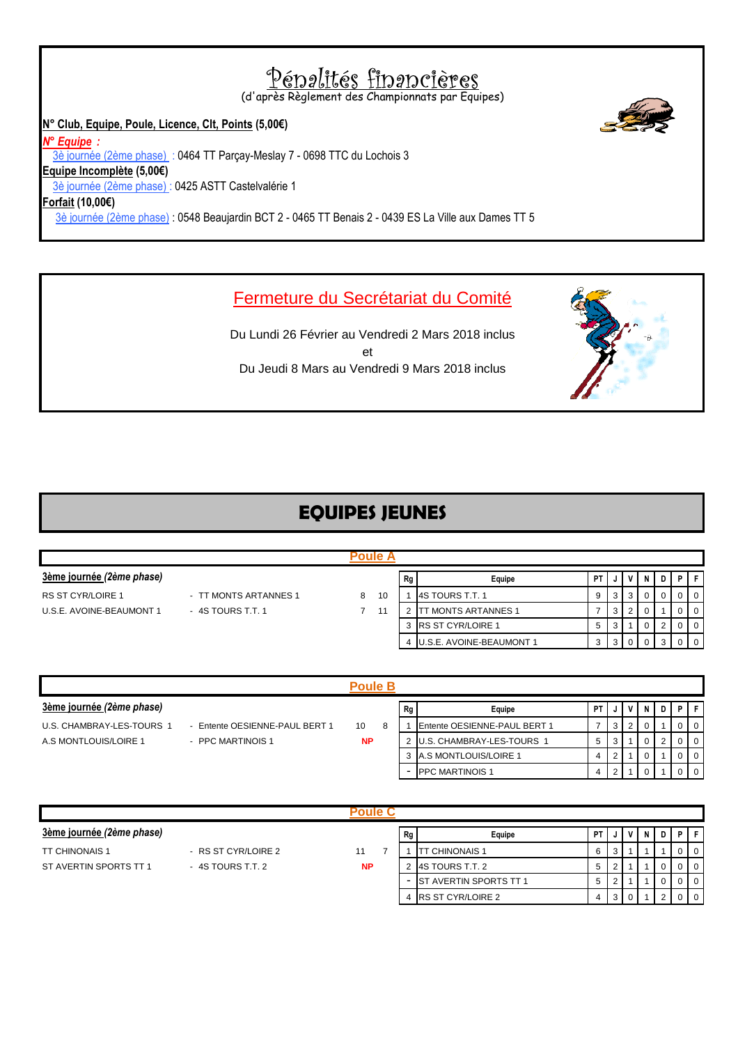# Pénalités financières

(d'après Règlement des Championnats par Equipes)

**N° Club, Equipe, Poule, Licence, Clt, Points (5,00€)**

***N° Equipe :***

3è journée (2ème phase) : 0464 TT Parçay-Meslay 7 - 0698 TTC du Lochois 3

**Equipe Incomplète (5,00€)**

3è journée (2ème phase) : 0425 ASTT Castelvalérie 1

**Forfait (10,00€)**

3è journée (2ème phase) : 0548 Beaujardin BCT 2 - 0465 TT Benais 2 - 0439 ES La Ville aux Dames TT 5

## Fermeture du Secrétariat du Comité

Du Lundi 26 Février au Vendredi 2 Mars 2018 inclus

et

Du Jeudi 8 Mars au Vendredi 9 Mars 2018 inclus

# EQUIPES JEUNES

## Poule A

**3ème journée (2ème phase)**

| Equipe 1 | Equipe 2 | Score 1 | Score 2 |
|---|---|---|---|
| RS ST CYR/LOIRE 1 | TT MONTS ARTANNES 1 | 8 | 10 |
| U.S.E. AVOINE-BEAUMONT 1 | 4S TOURS T.T. 1 | 7 | 11 |

| Rg | Equipe | PT | J | V | N | D | P | F |
|---|---|---|---|---|---|---|---|---|
| 1 | 4S TOURS T.T. 1 | 9 | 3 | 3 | 0 | 0 | 0 | 0 |
| 2 | TT MONTS ARTANNES 1 | 7 | 3 | 2 | 0 | 1 | 0 | 0 |
| 3 | RS ST CYR/LOIRE 1 | 5 | 3 | 1 | 0 | 2 | 0 | 0 |
| 4 | U.S.E. AVOINE-BEAUMONT 1 | 3 | 3 | 0 | 0 | 3 | 0 | 0 |

## Poule B

**3ème journée (2ème phase)**

| Equipe 1 | Equipe 2 | Score 1 | Score 2 |
|---|---|---|---|
| U.S. CHAMBRAY-LES-TOURS 1 | Entente OESIENNE-PAUL BERT 1 | 10 | 8 |
| A.S MONTLOUIS/LOIRE 1 | PPC MARTINOIS 1 | NP | |

| Rg | Equipe | PT | J | V | N | D | P | F |
|---|---|---|---|---|---|---|---|---|
| 1 | Entente OESIENNE-PAUL BERT 1 | 7 | 3 | 2 | 0 | 1 | 0 | 0 |
| 2 | U.S. CHAMBRAY-LES-TOURS 1 | 5 | 3 | 1 | 0 | 2 | 0 | 0 |
| 3 | A.S MONTLOUIS/LOIRE 1 | 4 | 2 | 1 | 0 | 1 | 0 | 0 |
| - | PPC MARTINOIS 1 | 4 | 2 | 1 | 0 | 1 | 0 | 0 |

## Poule C

**3ème journée (2ème phase)**

| Equipe 1 | Equipe 2 | Score 1 | Score 2 |
|---|---|---|---|
| TT CHINONAIS 1 | RS ST CYR/LOIRE 2 | 11 | 7 |
| ST AVERTIN SPORTS TT 1 | 4S TOURS T.T. 2 | NP | |

| Rg | Equipe | PT | J | V | N | D | P | F |
|---|---|---|---|---|---|---|---|---|
| 1 | TT CHINONAIS 1 | 6 | 3 | 1 | 1 | 1 | 0 | 0 |
| 2 | 4S TOURS T.T. 2 | 5 | 2 | 1 | 1 | 0 | 0 | 0 |
| - | ST AVERTIN SPORTS TT 1 | 5 | 2 | 1 | 1 | 0 | 0 | 0 |
| 4 | RS ST CYR/LOIRE 2 | 4 | 3 | 0 | 1 | 2 | 0 | 0 |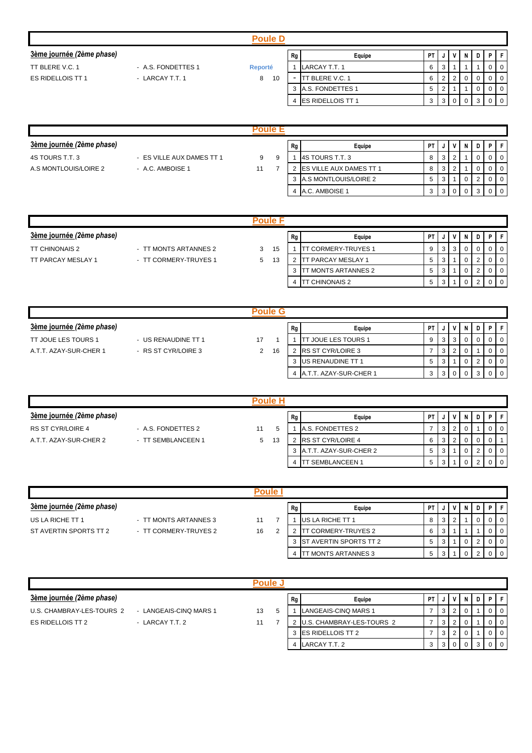## Poule D

**3ème journée (2ème phase)**

| | | | |
|---|---|---|---|
| TT BLERE V.C. 1 | - A.S. FONDETTES 1 | Reporté | |
| ES RIDELLOIS TT 1 | - LARCAY T.T. 1 | 8 | 10 |

| Rg | Equipe | PT | J | V | N | D | P | F |
|---|---|---|---|---|---|---|---|---|
| 1 | LARCAY T.T. 1 | 6 | 3 | 1 | 1 | 1 | 0 | 0 |
| - | TT BLERE V.C. 1 | 6 | 2 | 2 | 0 | 0 | 0 | 0 |
| 3 | A.S. FONDETTES 1 | 5 | 2 | 1 | 1 | 0 | 0 | 0 |
| 4 | ES RIDELLOIS TT 1 | 3 | 3 | 0 | 0 | 3 | 0 | 0 |

## Poule E

**3ème journée (2ème phase)**

| | | | |
|---|---|---|---|
| 4S TOURS T.T. 3 | - ES VILLE AUX DAMES TT 1 | 9 | 9 |
| A.S MONTLOUIS/LOIRE 2 | - A.C. AMBOISE 1 | 11 | 7 |

| Rg | Equipe | PT | J | V | N | D | P | F |
|---|---|---|---|---|---|---|---|---|
| 1 | 4S TOURS T.T. 3 | 8 | 3 | 2 | 1 | 0 | 0 | 0 |
| 2 | ES VILLE AUX DAMES TT 1 | 8 | 3 | 2 | 1 | 0 | 0 | 0 |
| 3 | A.S MONTLOUIS/LOIRE 2 | 5 | 3 | 1 | 0 | 2 | 0 | 0 |
| 4 | A.C. AMBOISE 1 | 3 | 3 | 0 | 0 | 3 | 0 | 0 |

## Poule F

**3ème journée (2ème phase)**

| | | | |
|---|---|---|---|
| TT CHINONAIS 2 | - TT MONTS ARTANNES 2 | 3 | 15 |
| TT PARCAY MESLAY 1 | - TT CORMERY-TRUYES 1 | 5 | 13 |

| Rg | Equipe | PT | J | V | N | D | P | F |
|---|---|---|---|---|---|---|---|---|
| 1 | TT CORMERY-TRUYES 1 | 9 | 3 | 3 | 0 | 0 | 0 | 0 |
| 2 | TT PARCAY MESLAY 1 | 5 | 3 | 1 | 0 | 2 | 0 | 0 |
| 3 | TT MONTS ARTANNES 2 | 5 | 3 | 1 | 0 | 2 | 0 | 0 |
| 4 | TT CHINONAIS 2 | 5 | 3 | 1 | 0 | 2 | 0 | 0 |

## Poule G

**3ème journée (2ème phase)**

| | | | |
|---|---|---|---|
| TT JOUE LES TOURS 1 | - US RENAUDINE TT 1 | 17 | 1 |
| A.T.T. AZAY-SUR-CHER 1 | - RS ST CYR/LOIRE 3 | 2 | 16 |

| Rg | Equipe | PT | J | V | N | D | P | F |
|---|---|---|---|---|---|---|---|---|
| 1 | TT JOUE LES TOURS 1 | 9 | 3 | 3 | 0 | 0 | 0 | 0 |
| 2 | RS ST CYR/LOIRE 3 | 7 | 3 | 2 | 0 | 1 | 0 | 0 |
| 3 | US RENAUDINE TT 1 | 5 | 3 | 1 | 0 | 2 | 0 | 0 |
| 4 | A.T.T. AZAY-SUR-CHER 1 | 3 | 3 | 0 | 0 | 3 | 0 | 0 |

## Poule H

**3ème journée (2ème phase)**

| | | | |
|---|---|---|---|
| RS ST CYR/LOIRE 4 | - A.S. FONDETTES 2 | 11 | 5 |
| A.T.T. AZAY-SUR-CHER 2 | - TT SEMBLANCEEN 1 | 5 | 13 |

| Rg | Equipe | PT | J | V | N | D | P | F |
|---|---|---|---|---|---|---|---|---|
| 1 | A.S. FONDETTES 2 | 7 | 3 | 2 | 0 | 1 | 0 | 0 |
| 2 | RS ST CYR/LOIRE 4 | 6 | 3 | 2 | 0 | 0 | 0 | 1 |
| 3 | A.T.T. AZAY-SUR-CHER 2 | 5 | 3 | 1 | 0 | 2 | 0 | 0 |
| 4 | TT SEMBLANCEEN 1 | 5 | 3 | 1 | 0 | 2 | 0 | 0 |

## Poule I

**3ème journée (2ème phase)**

| | | | |
|---|---|---|---|
| US LA RICHE TT 1 | - TT MONTS ARTANNES 3 | 11 | 7 |
| ST AVERTIN SPORTS TT 2 | - TT CORMERY-TRUYES 2 | 16 | 2 |

| Rg | Equipe | PT | J | V | N | D | P | F |
|---|---|---|---|---|---|---|---|---|
| 1 | US LA RICHE TT 1 | 8 | 3 | 2 | 1 | 0 | 0 | 0 |
| 2 | TT CORMERY-TRUYES 2 | 6 | 3 | 1 | 1 | 1 | 0 | 0 |
| 3 | ST AVERTIN SPORTS TT 2 | 5 | 3 | 1 | 0 | 2 | 0 | 0 |
| 4 | TT MONTS ARTANNES 3 | 5 | 3 | 1 | 0 | 2 | 0 | 0 |

## Poule J

**3ème journée (2ème phase)**

| | | | |
|---|---|---|---|
| U.S. CHAMBRAY-LES-TOURS 2 | - LANGEAIS-CINQ MARS 1 | 13 | 5 |
| ES RIDELLOIS TT 2 | - LARCAY T.T. 2 | 11 | 7 |

| Rg | Equipe | PT | J | V | N | D | P | F |
|---|---|---|---|---|---|---|---|---|
| 1 | LANGEAIS-CINQ MARS 1 | 7 | 3 | 2 | 0 | 1 | 0 | 0 |
| 2 | U.S. CHAMBRAY-LES-TOURS 2 | 7 | 3 | 2 | 0 | 1 | 0 | 0 |
| 3 | ES RIDELLOIS TT 2 | 7 | 3 | 2 | 0 | 1 | 0 | 0 |
| 4 | LARCAY T.T. 2 | 3 | 3 | 0 | 0 | 3 | 0 | 0 |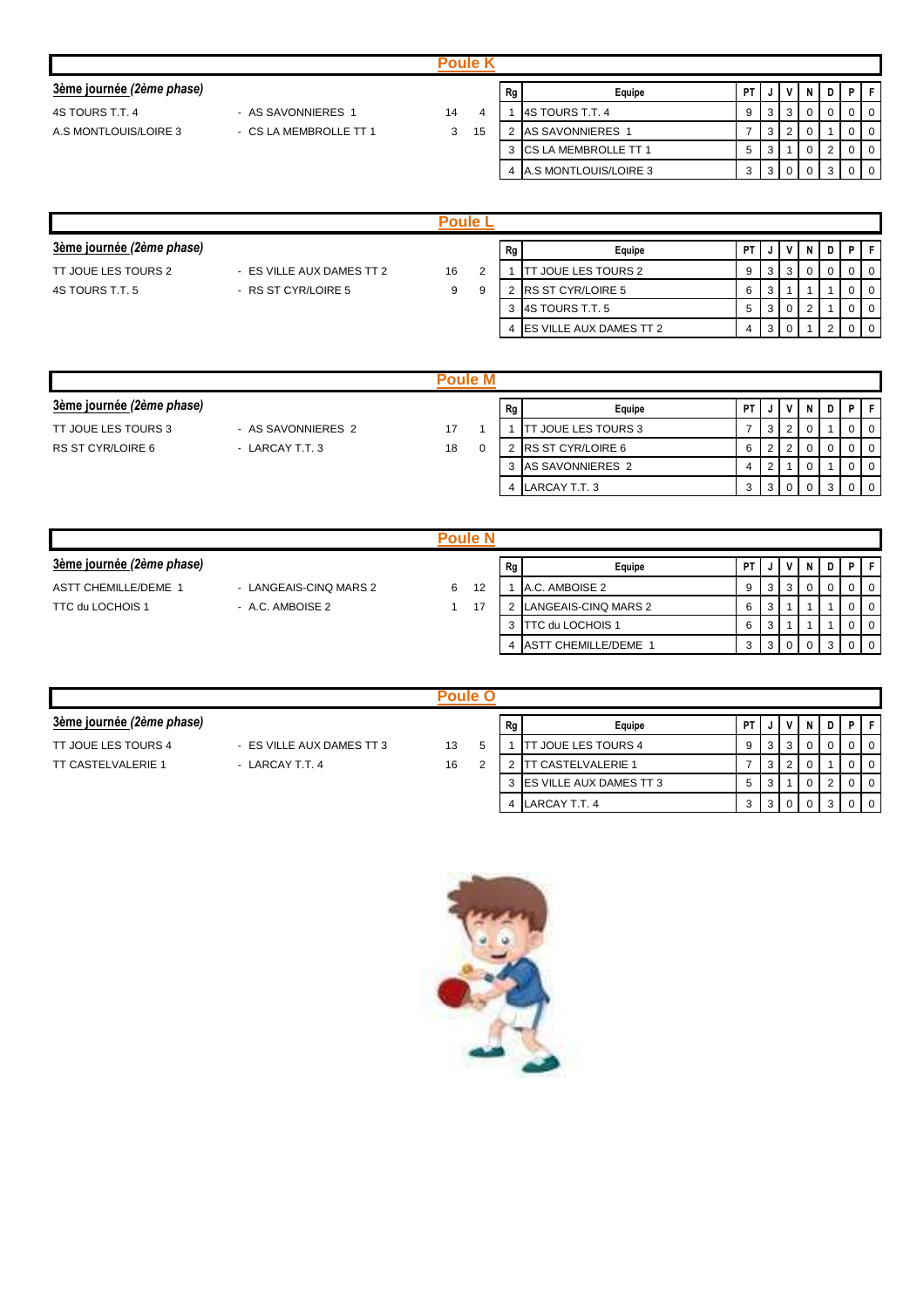## Poule K

**3ème journée (2ème phase)**

| Équipe 1 | Équipe 2 | Score 1 | Score 2 |
|---|---|---|---|
| 4S TOURS T.T. 4 | AS SAVONNIERES 1 | 14 | 4 |
| A.S MONTLOUIS/LOIRE 3 | CS LA MEMBROLLE TT 1 | 3 | 15 |

| Rg | Equipe | PT | J | V | N | D | P | F |
|---|---|---|---|---|---|---|---|---|
| 1 | 4S TOURS T.T. 4 | 9 | 3 | 3 | 0 | 0 | 0 | 0 |
| 2 | AS SAVONNIERES 1 | 7 | 3 | 2 | 0 | 1 | 0 | 0 |
| 3 | CS LA MEMBROLLE TT 1 | 5 | 3 | 1 | 0 | 2 | 0 | 0 |
| 4 | A.S MONTLOUIS/LOIRE 3 | 3 | 3 | 0 | 0 | 3 | 0 | 0 |

## Poule L

**3ème journée (2ème phase)**

| Équipe 1 | Équipe 2 | Score 1 | Score 2 |
|---|---|---|---|
| TT JOUE LES TOURS 2 | ES VILLE AUX DAMES TT 2 | 16 | 2 |
| 4S TOURS T.T. 5 | RS ST CYR/LOIRE 5 | 9 | 9 |

| Rg | Equipe | PT | J | V | N | D | P | F |
|---|---|---|---|---|---|---|---|---|
| 1 | TT JOUE LES TOURS 2 | 9 | 3 | 3 | 0 | 0 | 0 | 0 |
| 2 | RS ST CYR/LOIRE 5 | 6 | 3 | 1 | 1 | 1 | 0 | 0 |
| 3 | 4S TOURS T.T. 5 | 5 | 3 | 0 | 2 | 1 | 0 | 0 |
| 4 | ES VILLE AUX DAMES TT 2 | 4 | 3 | 0 | 1 | 2 | 0 | 0 |

## Poule M

**3ème journée (2ème phase)**

| Équipe 1 | Équipe 2 | Score 1 | Score 2 |
|---|---|---|---|
| TT JOUE LES TOURS 3 | AS SAVONNIERES 2 | 17 | 1 |
| RS ST CYR/LOIRE 6 | LARCAY T.T. 3 | 18 | 0 |

| Rg | Equipe | PT | J | V | N | D | P | F |
|---|---|---|---|---|---|---|---|---|
| 1 | TT JOUE LES TOURS 3 | 7 | 3 | 2 | 0 | 1 | 0 | 0 |
| 2 | RS ST CYR/LOIRE 6 | 6 | 2 | 2 | 0 | 0 | 0 | 0 |
| 3 | AS SAVONNIERES 2 | 4 | 2 | 1 | 0 | 1 | 0 | 0 |
| 4 | LARCAY T.T. 3 | 3 | 3 | 0 | 0 | 3 | 0 | 0 |

## Poule N

**3ème journée (2ème phase)**

| Équipe 1 | Équipe 2 | Score 1 | Score 2 |
|---|---|---|---|
| ASTT CHEMILLE/DEME 1 | LANGEAIS-CINQ MARS 2 | 6 | 12 |
| TTC du LOCHOIS 1 | A.C. AMBOISE 2 | 1 | 17 |

| Rg | Equipe | PT | J | V | N | D | P | F |
|---|---|---|---|---|---|---|---|---|
| 1 | A.C. AMBOISE 2 | 9 | 3 | 3 | 0 | 0 | 0 | 0 |
| 2 | LANGEAIS-CINQ MARS 2 | 6 | 3 | 1 | 1 | 1 | 0 | 0 |
| 3 | TTC du LOCHOIS 1 | 6 | 3 | 1 | 1 | 1 | 0 | 0 |
| 4 | ASTT CHEMILLE/DEME 1 | 3 | 3 | 0 | 0 | 3 | 0 | 0 |

## Poule O

**3ème journée (2ème phase)**

| Équipe 1 | Équipe 2 | Score 1 | Score 2 |
|---|---|---|---|
| TT JOUE LES TOURS 4 | ES VILLE AUX DAMES TT 3 | 13 | 5 |
| TT CASTELVALERIE 1 | LARCAY T.T. 4 | 16 | 2 |

| Rg | Equipe | PT | J | V | N | D | P | F |
|---|---|---|---|---|---|---|---|---|
| 1 | TT JOUE LES TOURS 4 | 9 | 3 | 3 | 0 | 0 | 0 | 0 |
| 2 | TT CASTELVALERIE 1 | 7 | 3 | 2 | 0 | 1 | 0 | 0 |
| 3 | ES VILLE AUX DAMES TT 3 | 5 | 3 | 1 | 0 | 2 | 0 | 0 |
| 4 | LARCAY T.T. 4 | 3 | 3 | 0 | 0 | 3 | 0 | 0 |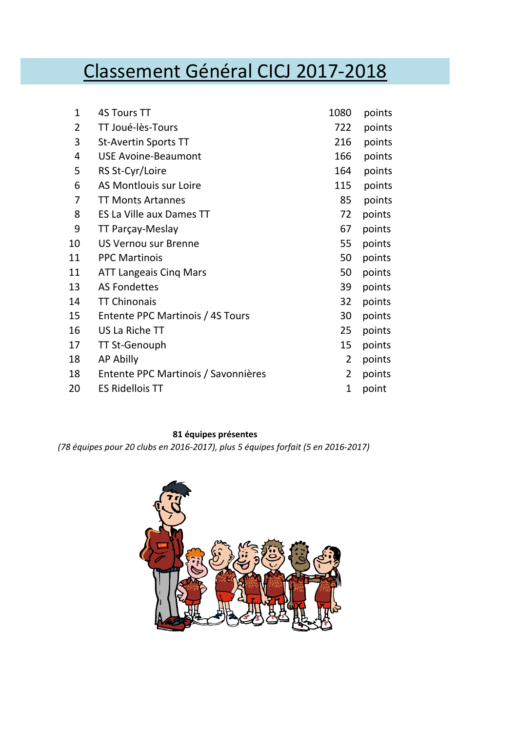# Classement Général CICJ 2017-2018

| | | | |
|---|---|---|---|
| 1 | 4S Tours TT | 1080 | points |
| 2 | TT Joué-lès-Tours | 722 | points |
| 3 | St-Avertin Sports TT | 216 | points |
| 4 | USE Avoine-Beaumont | 166 | points |
| 5 | RS St-Cyr/Loire | 164 | points |
| 6 | AS Montlouis sur Loire | 115 | points |
| 7 | TT Monts Artannes | 85 | points |
| 8 | ES La Ville aux Dames TT | 72 | points |
| 9 | TT Parçay-Meslay | 67 | points |
| 10 | US Vernou sur Brenne | 55 | points |
| 11 | PPC Martinois | 50 | points |
| 11 | ATT Langeais Cinq Mars | 50 | points |
| 13 | AS Fondettes | 39 | points |
| 14 | TT Chinonais | 32 | points |
| 15 | Entente PPC Martinois / 4S Tours | 30 | points |
| 16 | US La Riche TT | 25 | points |
| 17 | TT St-Genouph | 15 | points |
| 18 | AP Abilly | 2 | points |
| 18 | Entente PPC Martinois / Savonnières | 2 | points |
| 20 | ES Ridellois TT | 1 | point |

**81 équipes présentes**

*(78 équipes pour 20 clubs en 2016-2017), plus 5 équipes forfait (5 en 2016-2017)*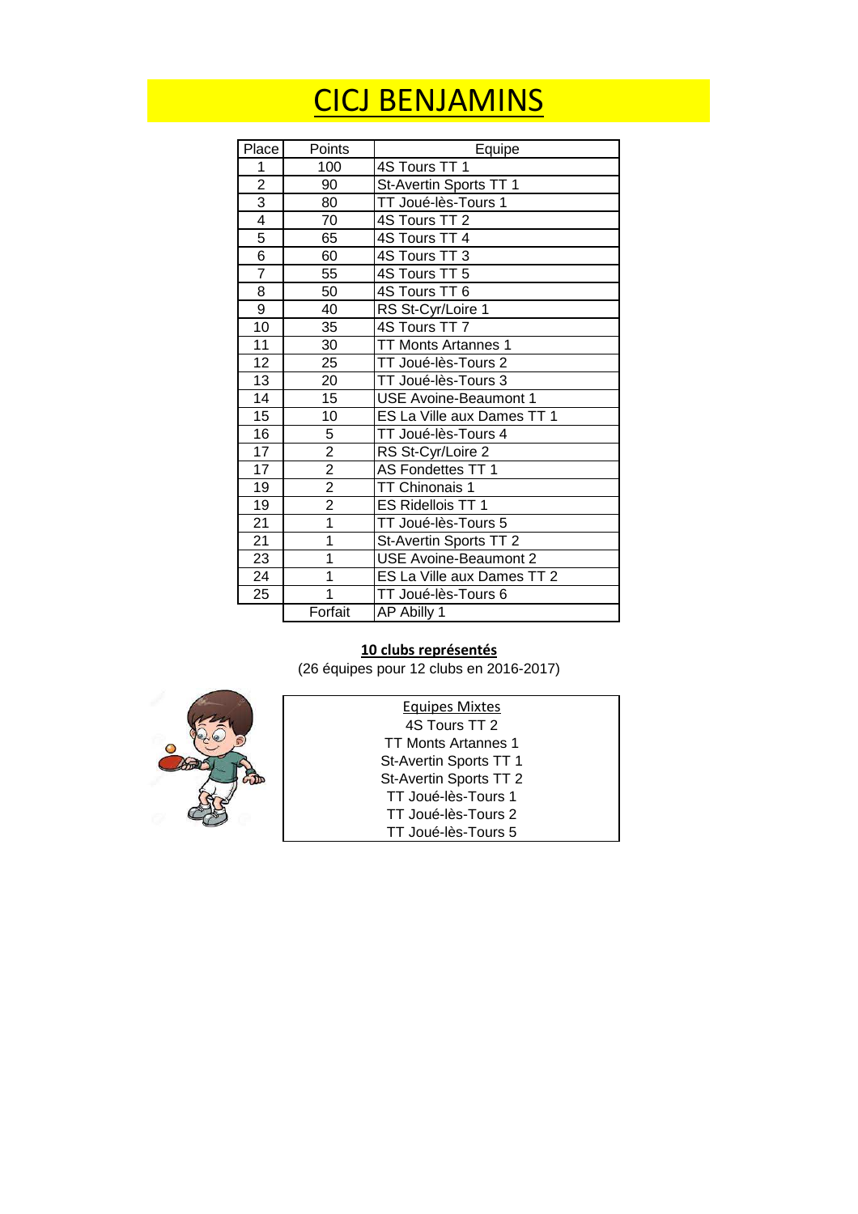# CICJ BENJAMINS

| Place | Points | Equipe |
|---|---|---|
| 1 | 100 | 4S Tours TT 1 |
| 2 | 90 | St-Avertin Sports TT 1 |
| 3 | 80 | TT Joué-lès-Tours 1 |
| 4 | 70 | 4S Tours TT 2 |
| 5 | 65 | 4S Tours TT 4 |
| 6 | 60 | 4S Tours TT 3 |
| 7 | 55 | 4S Tours TT 5 |
| 8 | 50 | 4S Tours TT 6 |
| 9 | 40 | RS St-Cyr/Loire 1 |
| 10 | 35 | 4S Tours TT 7 |
| 11 | 30 | TT Monts Artannes 1 |
| 12 | 25 | TT Joué-lès-Tours 2 |
| 13 | 20 | TT Joué-lès-Tours 3 |
| 14 | 15 | USE Avoine-Beaumont 1 |
| 15 | 10 | ES La Ville aux Dames TT 1 |
| 16 | 5 | TT Joué-lès-Tours 4 |
| 17 | 2 | RS St-Cyr/Loire 2 |
| 17 | 2 | AS Fondettes TT 1 |
| 19 | 2 | TT Chinonais 1 |
| 19 | 2 | ES Ridellois TT 1 |
| 21 | 1 | TT Joué-lès-Tours 5 |
| 21 | 1 | St-Avertin Sports TT 2 |
| 23 | 1 | USE Avoine-Beaumont 2 |
| 24 | 1 | ES La Ville aux Dames TT 2 |
| 25 | 1 | TT Joué-lès-Tours 6 |
| | Forfait | AP Abilly 1 |

**10 clubs représentés**

(26 équipes pour 12 clubs en 2016-2017)

| Equipes Mixtes |
|---|
| 4S Tours TT 2 |
| TT Monts Artannes 1 |
| St-Avertin Sports TT 1 |
| St-Avertin Sports TT 2 |
| TT Joué-lès-Tours 1 |
| TT Joué-lès-Tours 2 |
| TT Joué-lès-Tours 5 |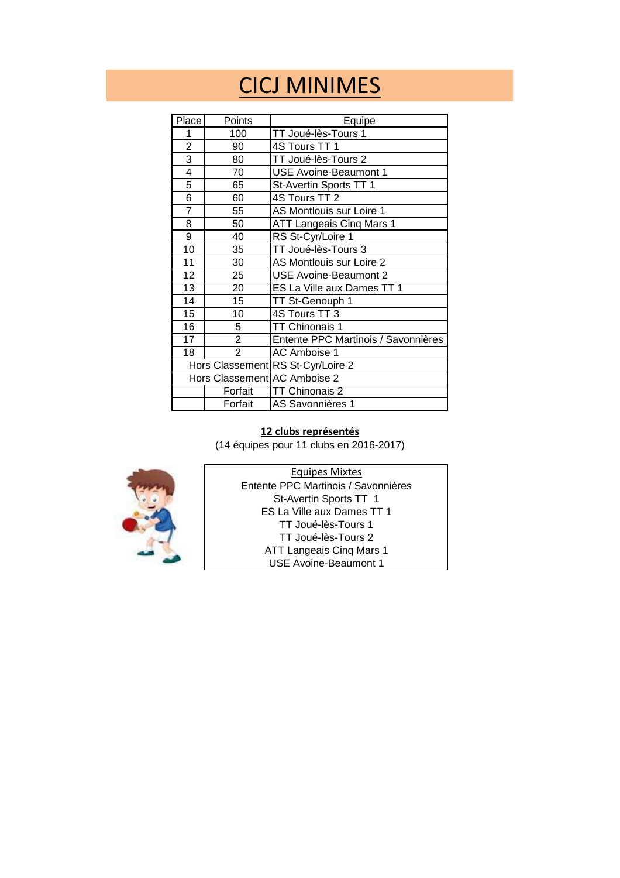# CICJ MINIMES

| Place | Points | Equipe |
|---|---|---|
| 1 | 100 | TT Joué-lès-Tours 1 |
| 2 | 90 | 4S Tours TT 1 |
| 3 | 80 | TT Joué-lès-Tours 2 |
| 4 | 70 | USE Avoine-Beaumont 1 |
| 5 | 65 | St-Avertin Sports TT 1 |
| 6 | 60 | 4S Tours TT 2 |
| 7 | 55 | AS Montlouis sur Loire 1 |
| 8 | 50 | ATT Langeais Cinq Mars 1 |
| 9 | 40 | RS St-Cyr/Loire 1 |
| 10 | 35 | TT Joué-lès-Tours 3 |
| 11 | 30 | AS Montlouis sur Loire 2 |
| 12 | 25 | USE Avoine-Beaumont 2 |
| 13 | 20 | ES La Ville aux Dames TT 1 |
| 14 | 15 | TT St-Genouph 1 |
| 15 | 10 | 4S Tours TT 3 |
| 16 | 5 | TT Chinonais 1 |
| 17 | 2 | Entente PPC Martinois / Savonnières |
| 18 | 2 | AC Amboise 1 |
| Hors Classement | | RS St-Cyr/Loire 2 |
| Hors Classement | | AC Amboise 2 |
| | Forfait | TT Chinonais 2 |
| | Forfait | AS Savonnières 1 |

**12 clubs représentés**

(14 équipes pour 11 clubs en 2016-2017)

| Equipes Mixtes |
|---|
| Entente PPC Martinois / Savonnières |
| St-Avertin Sports TT 1 |
| ES La Ville aux Dames TT 1 |
| TT Joué-lès-Tours 1 |
| TT Joué-lès-Tours 2 |
| ATT Langeais Cinq Mars 1 |
| USE Avoine-Beaumont 1 |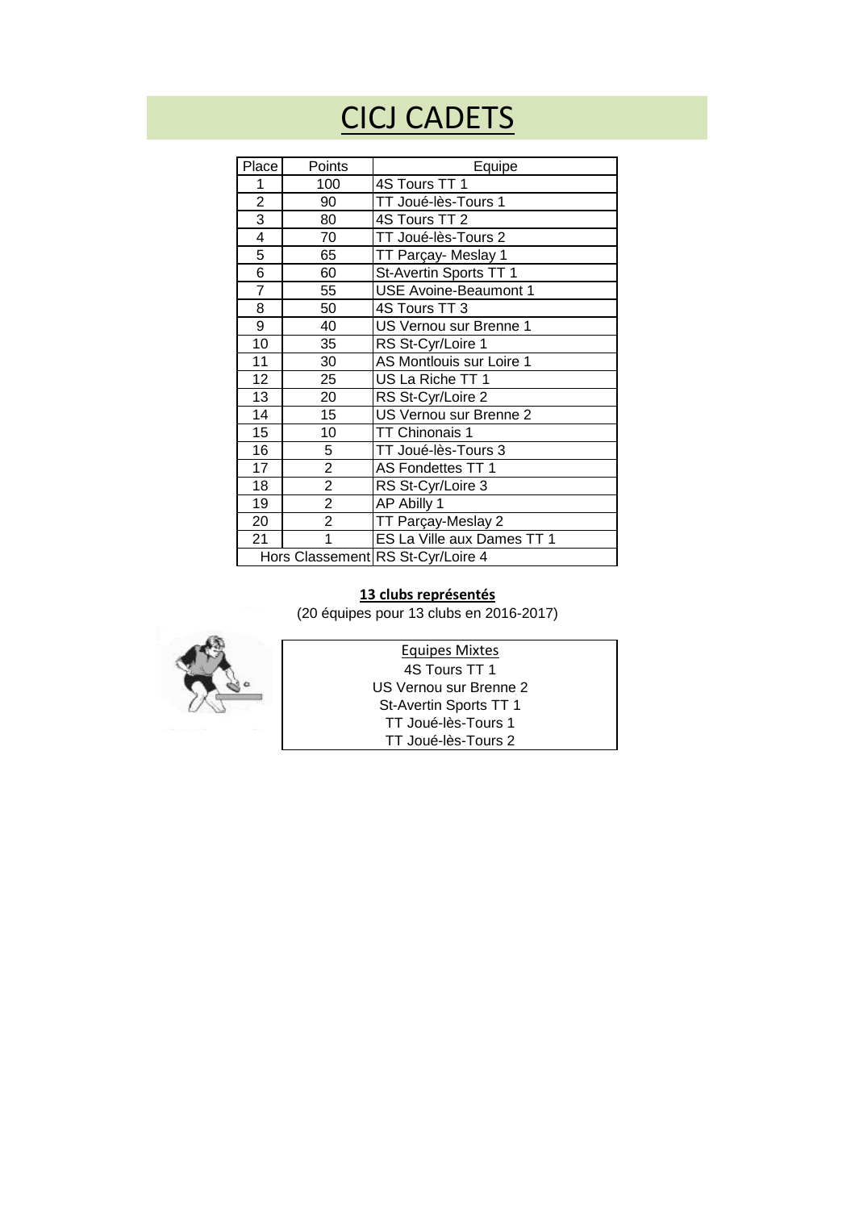# CICJ CADETS

| Place | Points | Equipe |
|---|---|---|
| 1 | 100 | 4S Tours TT 1 |
| 2 | 90 | TT Joué-lès-Tours 1 |
| 3 | 80 | 4S Tours TT 2 |
| 4 | 70 | TT Joué-lès-Tours 2 |
| 5 | 65 | TT Parçay- Meslay 1 |
| 6 | 60 | St-Avertin Sports TT 1 |
| 7 | 55 | USE Avoine-Beaumont 1 |
| 8 | 50 | 4S Tours TT 3 |
| 9 | 40 | US Vernou sur Brenne 1 |
| 10 | 35 | RS St-Cyr/Loire 1 |
| 11 | 30 | AS Montlouis sur Loire 1 |
| 12 | 25 | US La Riche TT 1 |
| 13 | 20 | RS St-Cyr/Loire 2 |
| 14 | 15 | US Vernou sur Brenne 2 |
| 15 | 10 | TT Chinonais 1 |
| 16 | 5 | TT Joué-lès-Tours 3 |
| 17 | 2 | AS Fondettes TT 1 |
| 18 | 2 | RS St-Cyr/Loire 3 |
| 19 | 2 | AP Abilly 1 |
| 20 | 2 | TT Parçay-Meslay 2 |
| 21 | 1 | ES La Ville aux Dames TT 1 |
| Hors Classement | | RS St-Cyr/Loire 4 |

**13 clubs représentés**

(20 équipes pour 13 clubs en 2016-2017)

| Equipes Mixtes |
|---|
| 4S Tours TT 1 |
| US Vernou sur Brenne 2 |
| St-Avertin Sports TT 1 |
| TT Joué-lès-Tours 1 |
| TT Joué-lès-Tours 2 |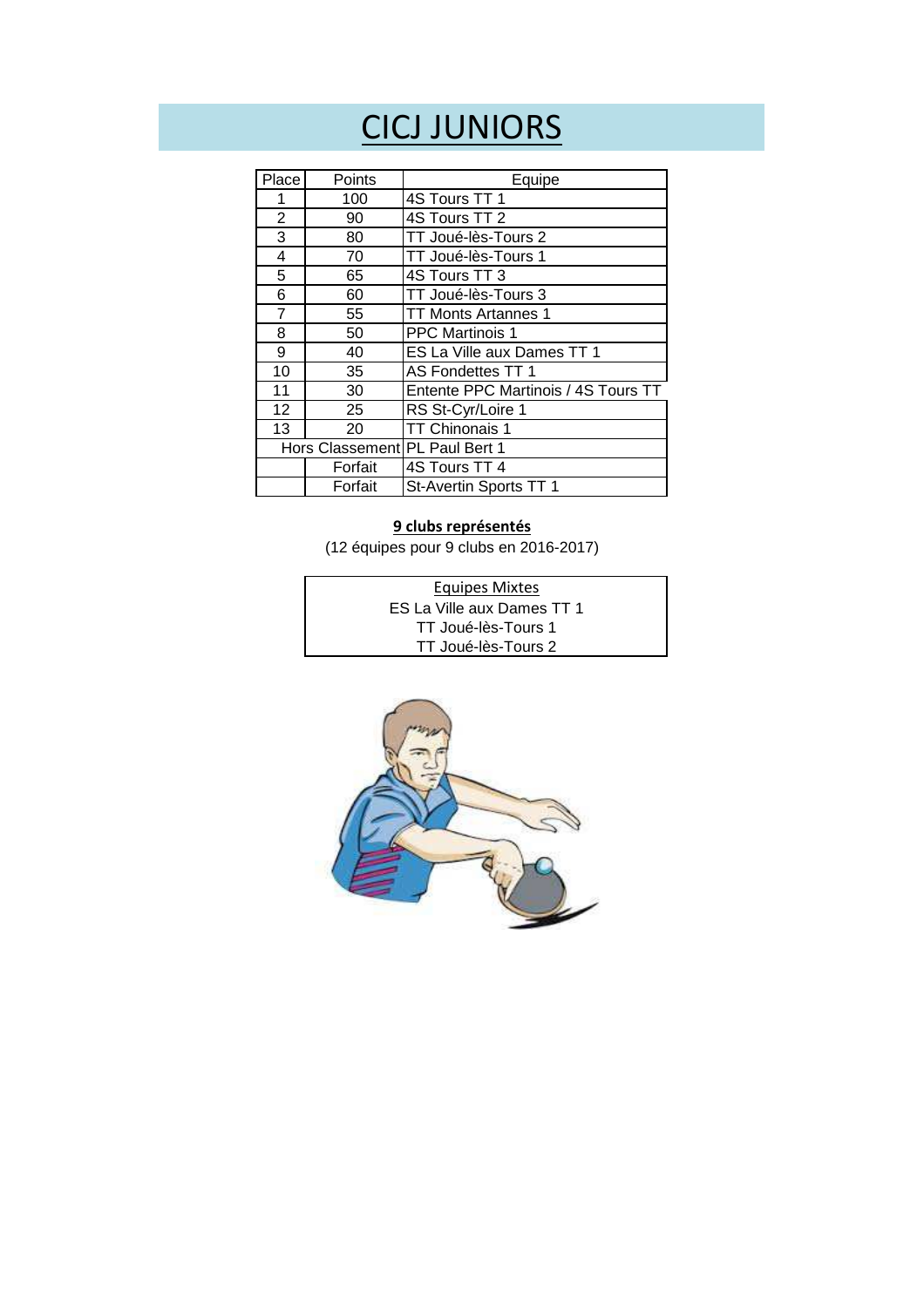# CICJ JUNIORS

| Place | Points | Equipe |
|---|---|---|
| 1 | 100 | 4S Tours TT 1 |
| 2 | 90 | 4S Tours TT 2 |
| 3 | 80 | TT Joué-lès-Tours 2 |
| 4 | 70 | TT Joué-lès-Tours 1 |
| 5 | 65 | 4S Tours TT 3 |
| 6 | 60 | TT Joué-lès-Tours 3 |
| 7 | 55 | TT Monts Artannes 1 |
| 8 | 50 | PPC Martinois 1 |
| 9 | 40 | ES La Ville aux Dames TT 1 |
| 10 | 35 | AS Fondettes TT 1 |
| 11 | 30 | Entente PPC Martinois / 4S Tours TT |
| 12 | 25 | RS St-Cyr/Loire 1 |
| 13 | 20 | TT Chinonais 1 |
| Hors Classement | | PL Paul Bert 1 |
| | Forfait | 4S Tours TT 4 |
| | Forfait | St-Avertin Sports TT 1 |

**9 clubs représentés**

(12 équipes pour 9 clubs en 2016-2017)

| Equipes Mixtes |
|---|
| ES La Ville aux Dames TT 1 |
| TT Joué-lès-Tours 1 |
| TT Joué-lès-Tours 2 |